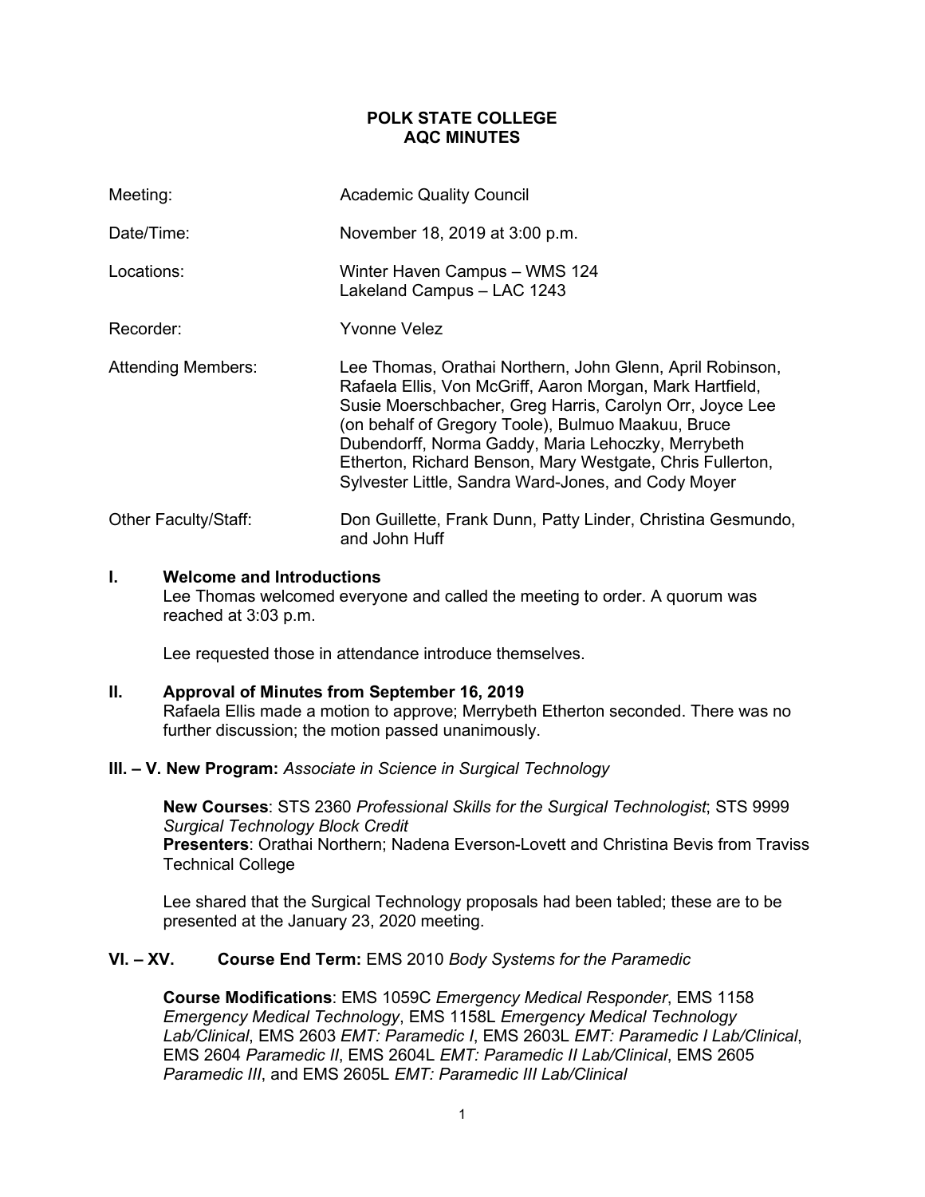# POLK STATE COLLEGE
# AQC MINUTES

| | |
|---|---|
| Meeting: | Academic Quality Council |
| Date/Time: | November 18, 2019 at 3:00 p.m. |
| Locations: | Winter Haven Campus – WMS 124<br>Lakeland Campus – LAC 1243 |
| Recorder: | Yvonne Velez |
| Attending Members: | Lee Thomas, Orathai Northern, John Glenn, April Robinson, Rafaela Ellis, Von McGriff, Aaron Morgan, Mark Hartfield, Susie Moerschbacher, Greg Harris, Carolyn Orr, Joyce Lee (on behalf of Gregory Toole), Bulmuo Maakuu, Bruce Dubendorff, Norma Gaddy, Maria Lehoczky, Merrybeth Etherton, Richard Benson, Mary Westgate, Chris Fullerton, Sylvester Little, Sandra Ward-Jones, and Cody Moyer |
| Other Faculty/Staff: | Don Guillette, Frank Dunn, Patty Linder, Christina Gesmundo, and John Huff |

## I. Welcome and Introductions

Lee Thomas welcomed everyone and called the meeting to order. A quorum was reached at 3:03 p.m.

Lee requested those in attendance introduce themselves.

## II. Approval of Minutes from September 16, 2019

Rafaela Ellis made a motion to approve; Merrybeth Etherton seconded. There was no further discussion; the motion passed unanimously.

## III. – V. New Program: *Associate in Science in Surgical Technology*

**New Courses**: STS 2360 *Professional Skills for the Surgical Technologist*; STS 9999 *Surgical Technology Block Credit*
**Presenters**: Orathai Northern; Nadena Everson-Lovett and Christina Bevis from Traviss Technical College

Lee shared that the Surgical Technology proposals had been tabled; these are to be presented at the January 23, 2020 meeting.

## VI. – XV. Course End Term: EMS 2010 *Body Systems for the Paramedic*

**Course Modifications**: EMS 1059C *Emergency Medical Responder*, EMS 1158 *Emergency Medical Technology*, EMS 1158L *Emergency Medical Technology Lab/Clinical*, EMS 2603 *EMT: Paramedic I*, EMS 2603L *EMT: Paramedic I Lab/Clinical*, EMS 2604 *Paramedic II*, EMS 2604L *EMT: Paramedic II Lab/Clinical*, EMS 2605 *Paramedic III*, and EMS 2605L *EMT: Paramedic III Lab/Clinical*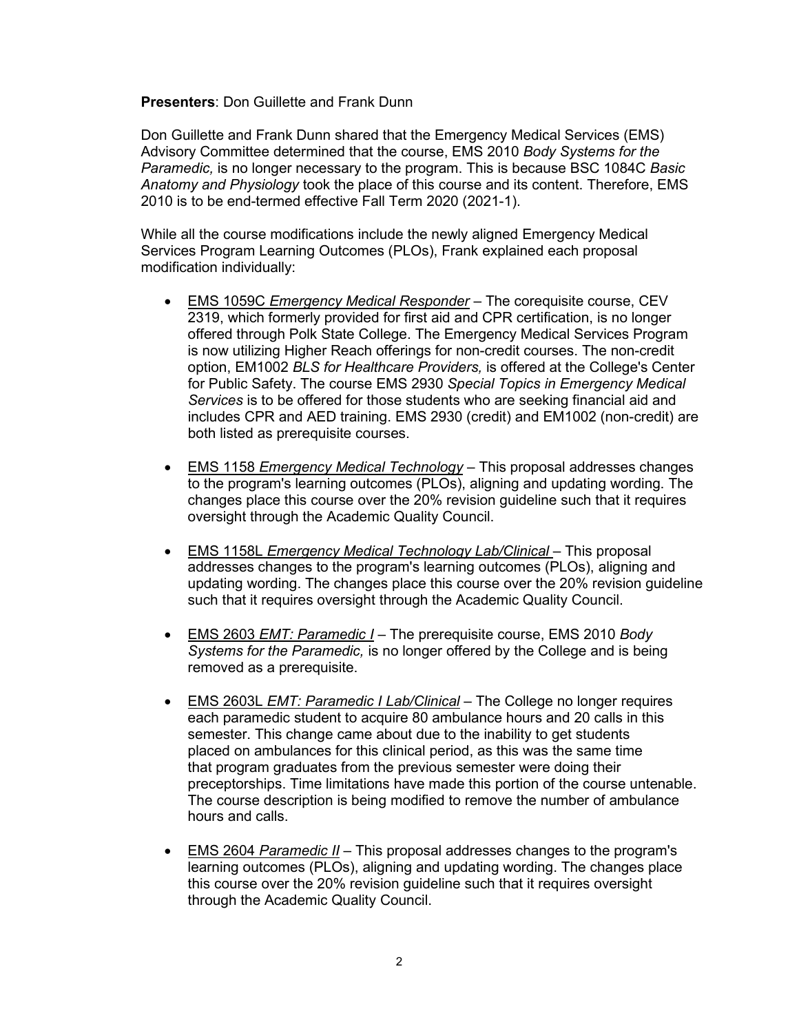**Presenters**: Don Guillette and Frank Dunn

Don Guillette and Frank Dunn shared that the Emergency Medical Services (EMS) Advisory Committee determined that the course, EMS 2010 *Body Systems for the Paramedic,* is no longer necessary to the program. This is because BSC 1084C *Basic Anatomy and Physiology* took the place of this course and its content. Therefore, EMS 2010 is to be end-termed effective Fall Term 2020 (2021-1).

While all the course modifications include the newly aligned Emergency Medical Services Program Learning Outcomes (PLOs), Frank explained each proposal modification individually:

- <u>EMS 1059C *Emergency Medical Responder*</u> – The corequisite course, CEV 2319, which formerly provided for first aid and CPR certification, is no longer offered through Polk State College. The Emergency Medical Services Program is now utilizing Higher Reach offerings for non-credit courses. The non-credit option, EM1002 *BLS for Healthcare Providers,* is offered at the College's Center for Public Safety. The course EMS 2930 *Special Topics in Emergency Medical Services* is to be offered for those students who are seeking financial aid and includes CPR and AED training. EMS 2930 (credit) and EM1002 (non-credit) are both listed as prerequisite courses.
- <u>EMS 1158 *Emergency Medical Technology*</u> – This proposal addresses changes to the program's learning outcomes (PLOs), aligning and updating wording. The changes place this course over the 20% revision guideline such that it requires oversight through the Academic Quality Council.
- <u>EMS 1158L *Emergency Medical Technology Lab/Clinical*</u> – This proposal addresses changes to the program's learning outcomes (PLOs), aligning and updating wording. The changes place this course over the 20% revision guideline such that it requires oversight through the Academic Quality Council.
- <u>EMS 2603 *EMT: Paramedic I*</u> – The prerequisite course, EMS 2010 *Body Systems for the Paramedic,* is no longer offered by the College and is being removed as a prerequisite.
- <u>EMS 2603L *EMT: Paramedic I Lab/Clinical*</u> – The College no longer requires each paramedic student to acquire 80 ambulance hours and 20 calls in this semester. This change came about due to the inability to get students placed on ambulances for this clinical period, as this was the same time that program graduates from the previous semester were doing their preceptorships. Time limitations have made this portion of the course untenable. The course description is being modified to remove the number of ambulance hours and calls.
- <u>EMS 2604 *Paramedic II*</u> – This proposal addresses changes to the program's learning outcomes (PLOs), aligning and updating wording. The changes place this course over the 20% revision guideline such that it requires oversight through the Academic Quality Council.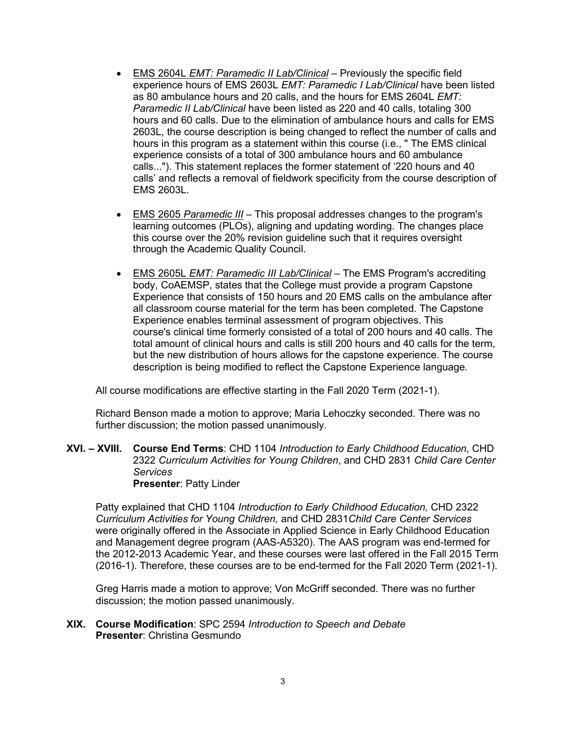- <u>EMS 2604L *EMT: Paramedic II Lab/Clinical*</u> – Previously the specific field experience hours of EMS 2603L *EMT: Paramedic I Lab/Clinical* have been listed as 80 ambulance hours and 20 calls, and the hours for EMS 2604L *EMT: Paramedic II Lab/Clinical* have been listed as 220 and 40 calls, totaling 300 hours and 60 calls. Due to the elimination of ambulance hours and calls for EMS 2603L, the course description is being changed to reflect the number of calls and hours in this program as a statement within this course (i.e., " The EMS clinical experience consists of a total of 300 ambulance hours and 60 ambulance calls..."). This statement replaces the former statement of '220 hours and 40 calls' and reflects a removal of fieldwork specificity from the course description of EMS 2603L.

- <u>EMS 2605 *Paramedic III*</u> – This proposal addresses changes to the program's learning outcomes (PLOs), aligning and updating wording. The changes place this course over the 20% revision guideline such that it requires oversight through the Academic Quality Council.

- <u>EMS 2605L *EMT: Paramedic III Lab/Clinical*</u> – The EMS Program's accrediting body, CoAEMSP, states that the College must provide a program Capstone Experience that consists of 150 hours and 20 EMS calls on the ambulance after all classroom course material for the term has been completed. The Capstone Experience enables terminal assessment of program objectives. This course's clinical time formerly consisted of a total of 200 hours and 40 calls. The total amount of clinical hours and calls is still 200 hours and 40 calls for the term, but the new distribution of hours allows for the capstone experience. The course description is being modified to reflect the Capstone Experience language.

All course modifications are effective starting in the Fall 2020 Term (2021-1).

Richard Benson made a motion to approve; Maria Lehoczky seconded. There was no further discussion; the motion passed unanimously.

**XVI. – XVIII. Course End Terms**: CHD 1104 *Introduction to Early Childhood Education*, CHD 2322 *Curriculum Activities for Young Children*, and CHD 2831 *Child Care Center Services*
**Presenter**: Patty Linder

Patty explained that CHD 1104 *Introduction to Early Childhood Education,* CHD 2322 *Curriculum Activities for Young Children,* and CHD 2831*Child Care Center Services* were originally offered in the Associate in Applied Science in Early Childhood Education and Management degree program (AAS-A5320). The AAS program was end-termed for the 2012-2013 Academic Year, and these courses were last offered in the Fall 2015 Term (2016-1). Therefore, these courses are to be end-termed for the Fall 2020 Term (2021-1).

Greg Harris made a motion to approve; Von McGriff seconded. There was no further discussion; the motion passed unanimously.

**XIX. Course Modification**: SPC 2594 *Introduction to Speech and Debate*
**Presenter**: Christina Gesmundo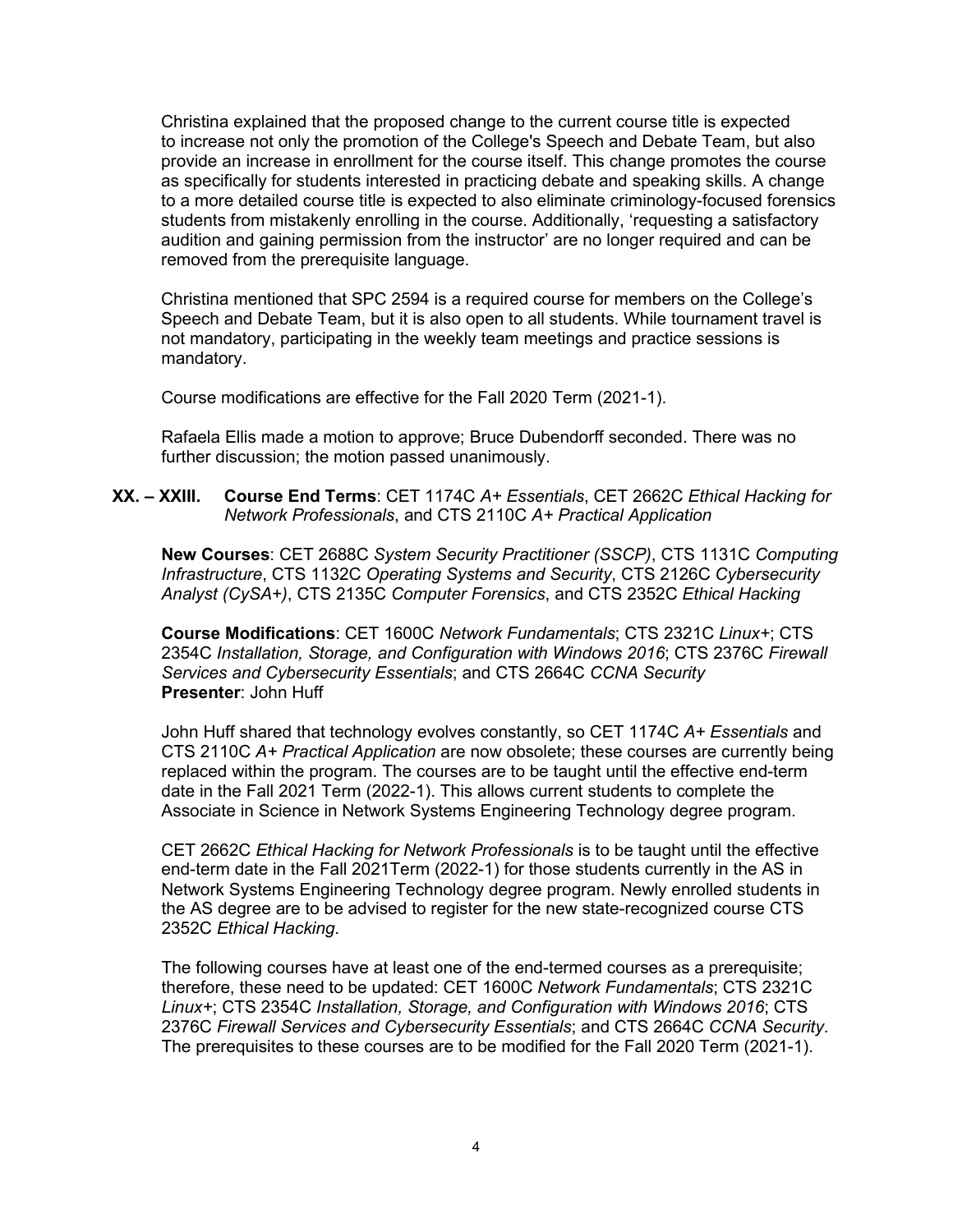Christina explained that the proposed change to the current course title is expected to increase not only the promotion of the College's Speech and Debate Team, but also provide an increase in enrollment for the course itself. This change promotes the course as specifically for students interested in practicing debate and speaking skills. A change to a more detailed course title is expected to also eliminate criminology-focused forensics students from mistakenly enrolling in the course. Additionally, 'requesting a satisfactory audition and gaining permission from the instructor' are no longer required and can be removed from the prerequisite language.

Christina mentioned that SPC 2594 is a required course for members on the College's Speech and Debate Team, but it is also open to all students. While tournament travel is not mandatory, participating in the weekly team meetings and practice sessions is mandatory.

Course modifications are effective for the Fall 2020 Term (2021-1).

Rafaela Ellis made a motion to approve; Bruce Dubendorff seconded. There was no further discussion; the motion passed unanimously.

**XX. – XXIII. Course End Terms**: CET 1174C *A+ Essentials*, CET 2662C *Ethical Hacking for Network Professionals*, and CTS 2110C *A+ Practical Application*

**New Courses**: CET 2688C *System Security Practitioner (SSCP)*, CTS 1131C *Computing Infrastructure*, CTS 1132C *Operating Systems and Security*, CTS 2126C *Cybersecurity Analyst (CySA+)*, CTS 2135C *Computer Forensics*, and CTS 2352C *Ethical Hacking*

**Course Modifications**: CET 1600C *Network Fundamentals*; CTS 2321C *Linux+*; CTS 2354C *Installation, Storage, and Configuration with Windows 2016*; CTS 2376C *Firewall Services and Cybersecurity Essentials*; and CTS 2664C *CCNA Security*
**Presenter**: John Huff

John Huff shared that technology evolves constantly, so CET 1174C *A+ Essentials* and CTS 2110C *A+ Practical Application* are now obsolete; these courses are currently being replaced within the program. The courses are to be taught until the effective end-term date in the Fall 2021 Term (2022-1). This allows current students to complete the Associate in Science in Network Systems Engineering Technology degree program.

CET 2662C *Ethical Hacking for Network Professionals* is to be taught until the effective end-term date in the Fall 2021Term (2022-1) for those students currently in the AS in Network Systems Engineering Technology degree program. Newly enrolled students in the AS degree are to be advised to register for the new state-recognized course CTS 2352C *Ethical Hacking*.

The following courses have at least one of the end-termed courses as a prerequisite; therefore, these need to be updated: CET 1600C *Network Fundamentals*; CTS 2321C *Linux+*; CTS 2354C *Installation, Storage, and Configuration with Windows 2016*; CTS 2376C *Firewall Services and Cybersecurity Essentials*; and CTS 2664C *CCNA Security*. The prerequisites to these courses are to be modified for the Fall 2020 Term (2021-1).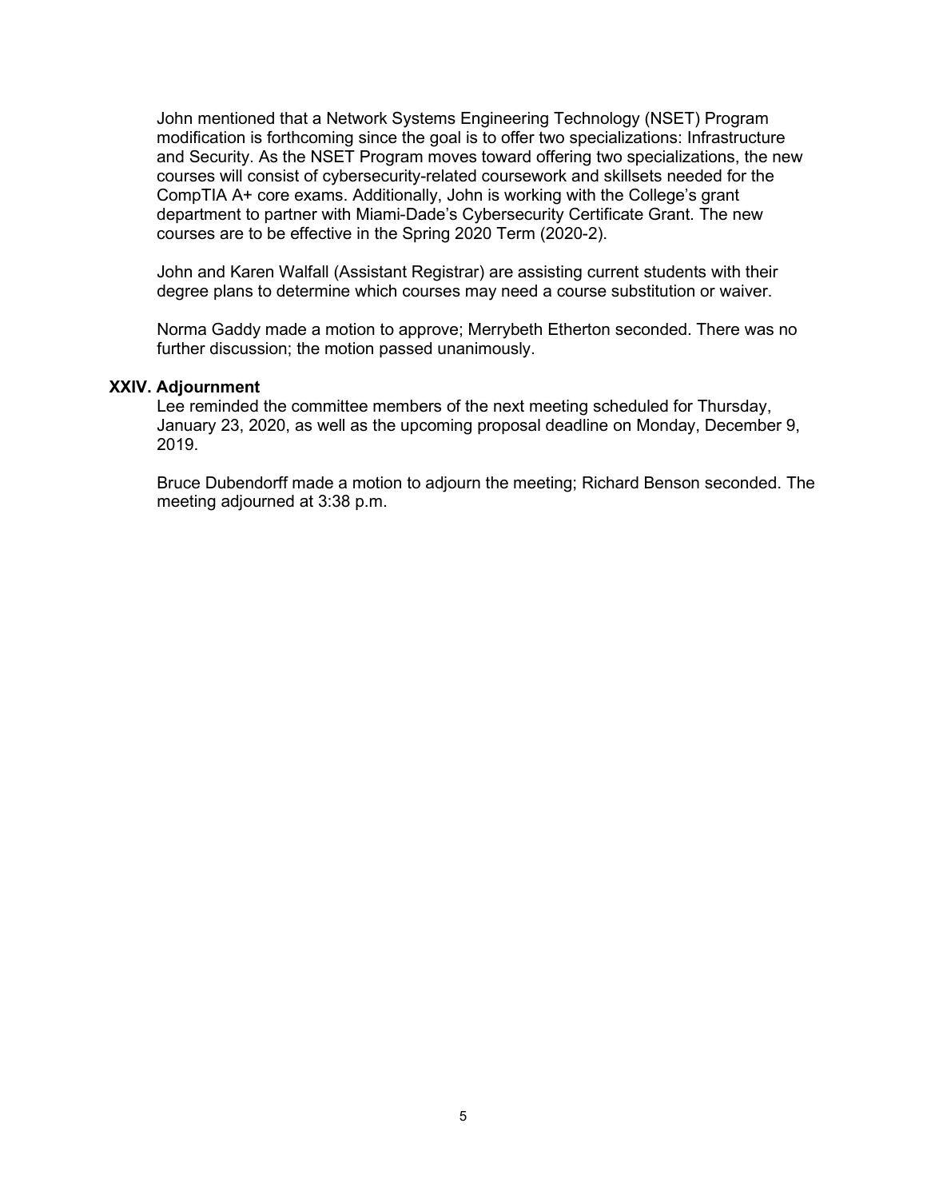John mentioned that a Network Systems Engineering Technology (NSET) Program modification is forthcoming since the goal is to offer two specializations: Infrastructure and Security. As the NSET Program moves toward offering two specializations, the new courses will consist of cybersecurity-related coursework and skillsets needed for the CompTIA A+ core exams. Additionally, John is working with the College's grant department to partner with Miami-Dade's Cybersecurity Certificate Grant. The new courses are to be effective in the Spring 2020 Term (2020-2).

John and Karen Walfall (Assistant Registrar) are assisting current students with their degree plans to determine which courses may need a course substitution or waiver.

Norma Gaddy made a motion to approve; Merrybeth Etherton seconded. There was no further discussion; the motion passed unanimously.

**XXIV. Adjournment**

Lee reminded the committee members of the next meeting scheduled for Thursday, January 23, 2020, as well as the upcoming proposal deadline on Monday, December 9, 2019.

Bruce Dubendorff made a motion to adjourn the meeting; Richard Benson seconded. The meeting adjourned at 3:38 p.m.